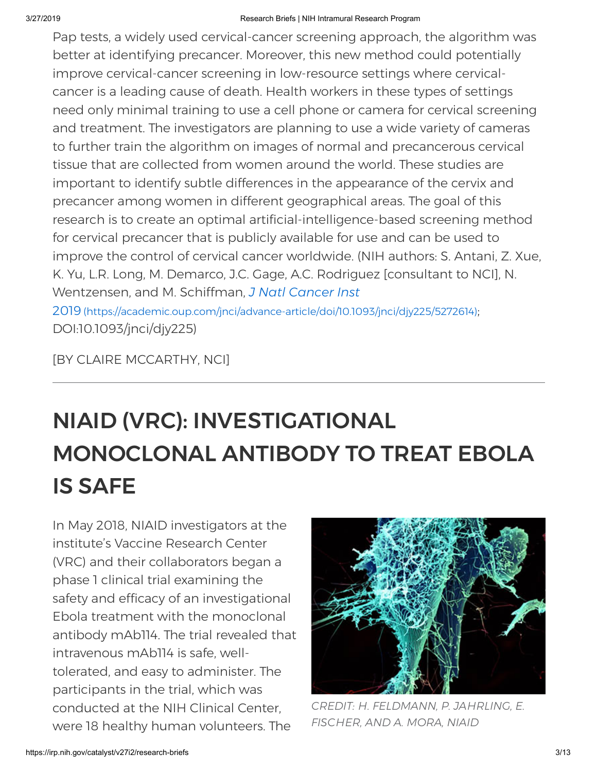Pap tests, a widely used cervical-cancer screening approach, the algorithm was better at identifying precancer. Moreover, this new method could potentially improve cervical-cancer screening in low-resource settings where cervical-cancer is a leading cause of death. Health workers in these types of settings need only minimal training to use a cell phone or camera for cervical screening and treatment. The investigators are planning to use a wide variety of cameras to further train the algorithm on images of normal and precancerous cervical tissue that are collected from women around the world. These studies are important to identify subtle differences in the appearance of the cervix and precancer among women in different geographical areas. The goal of this research is to create an optimal artificial-intelligence-based screening method for cervical precancer that is publicly available for use and can be used to improve the control of cervical cancer worldwide. (NIH authors: S. Antani, Z. Xue, K. Yu, L.R. Long, M. Demarco, J.C. Gage, A.C. Rodriguez [consultant to NCI], N. Wentzensen, and M. Schiffman, *J Natl Cancer Inst* 2019 (https://academic.oup.com/jnci/advance-article/doi/10.1093/jnci/djy225/5272614); DOI:10.1093/jnci/djy225)

[BY CLAIRE MCCARTHY, NCI]

---

# NIAID (VRC): INVESTIGATIONAL MONOCLONAL ANTIBODY TO TREAT EBOLA IS SAFE

*CREDIT: H. FELDMANN, P. JAHRLING, E. FISCHER, AND A. MORA, NIAID*

In May 2018, NIAID investigators at the institute's Vaccine Research Center (VRC) and their collaborators began a phase 1 clinical trial examining the safety and efficacy of an investigational Ebola treatment with the monoclonal antibody mAb114. The trial revealed that intravenous mAb114 is safe, well-tolerated, and easy to administer. The participants in the trial, which was conducted at the NIH Clinical Center, were 18 healthy human volunteers. The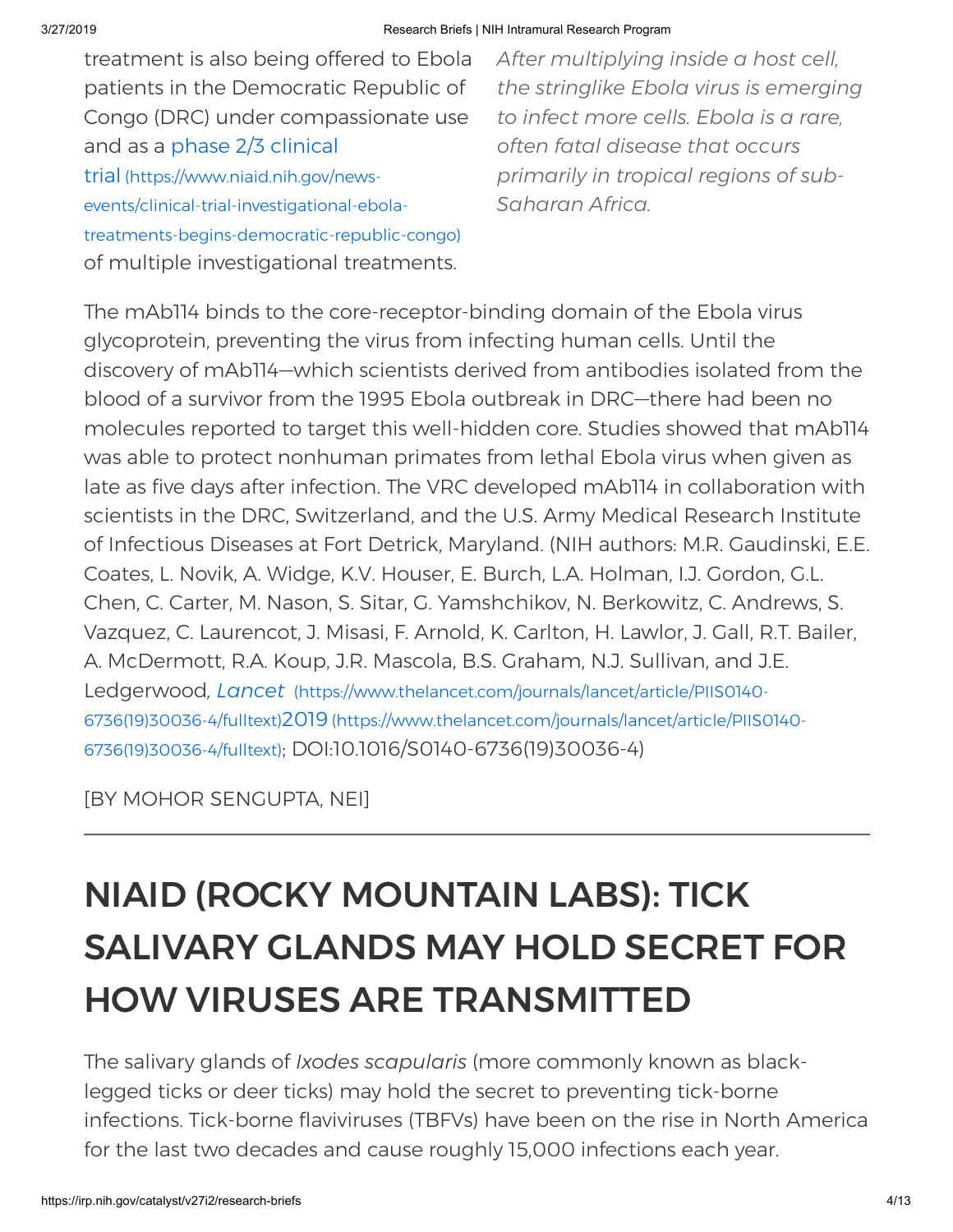treatment is also being offered to Ebola patients in the Democratic Republic of Congo (DRC) under compassionate use and as a phase 2/3 clinical trial (https://www.niaid.nih.gov/news-events/clinical-trial-investigational-ebola-treatments-begins-democratic-republic-congo) of multiple investigational treatments.

*After multiplying inside a host cell, the stringlike Ebola virus is emerging to infect more cells. Ebola is a rare, often fatal disease that occurs primarily in tropical regions of sub-Saharan Africa.*

The mAb114 binds to the core-receptor-binding domain of the Ebola virus glycoprotein, preventing the virus from infecting human cells. Until the discovery of mAb114—which scientists derived from antibodies isolated from the blood of a survivor from the 1995 Ebola outbreak in DRC—there had been no molecules reported to target this well-hidden core. Studies showed that mAb114 was able to protect nonhuman primates from lethal Ebola virus when given as late as five days after infection. The VRC developed mAb114 in collaboration with scientists in the DRC, Switzerland, and the U.S. Army Medical Research Institute of Infectious Diseases at Fort Detrick, Maryland. (NIH authors: M.R. Gaudinski, E.E. Coates, L. Novik, A. Widge, K.V. Houser, E. Burch, L.A. Holman, I.J. Gordon, G.L. Chen, C. Carter, M. Nason, S. Sitar, G. Yamshchikov, N. Berkowitz, C. Andrews, S. Vazquez, C. Laurencot, J. Misasi, F. Arnold, K. Carlton, H. Lawlor, J. Gall, R.T. Bailer, A. McDermott, R.A. Koup, J.R. Mascola, B.S. Graham, N.J. Sullivan, and J.E. Ledgerwood, *Lancet* (https://www.thelancet.com/journals/lancet/article/PIIS0140-6736(19)30036-4/fulltext)2019 (https://www.thelancet.com/journals/lancet/article/PIIS0140-6736(19)30036-4/fulltext); DOI:10.1016/S0140-6736(19)30036-4)

[BY MOHOR SENGUPTA, NEI]

---

# NIAID (ROCKY MOUNTAIN LABS): TICK SALIVARY GLANDS MAY HOLD SECRET FOR HOW VIRUSES ARE TRANSMITTED

The salivary glands of *Ixodes scapularis* (more commonly known as black-legged ticks or deer ticks) may hold the secret to preventing tick-borne infections. Tick-borne flaviviruses (TBFVs) have been on the rise in North America for the last two decades and cause roughly 15,000 infections each year.